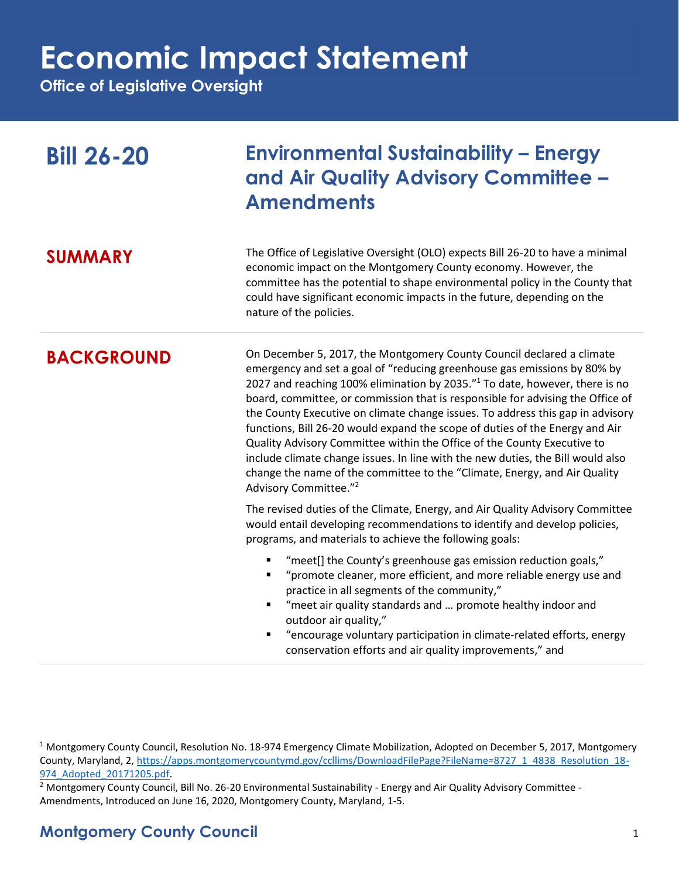# Economic Impact Statement

**Office of Legislative Oversight**

## Bill 26-20

## Environmental Sustainability – Energy and Air Quality Advisory Committee – Amendments

### SUMMARY

The Office of Legislative Oversight (OLO) expects Bill 26-20 to have a minimal economic impact on the Montgomery County economy. However, the committee has the potential to shape environmental policy in the County that could have significant economic impacts in the future, depending on the nature of the policies.

### BACKGROUND

On December 5, 2017, the Montgomery County Council declared a climate emergency and set a goal of "reducing greenhouse gas emissions by 80% by 2027 and reaching 100% elimination by 2035."[1] To date, however, there is no board, committee, or commission that is responsible for advising the Office of the County Executive on climate change issues. To address this gap in advisory functions, Bill 26-20 would expand the scope of duties of the Energy and Air Quality Advisory Committee within the Office of the County Executive to include climate change issues. In line with the new duties, the Bill would also change the name of the committee to the "Climate, Energy, and Air Quality Advisory Committee."[2]

The revised duties of the Climate, Energy, and Air Quality Advisory Committee would entail developing recommendations to identify and develop policies, programs, and materials to achieve the following goals:

- "meet[] the County's greenhouse gas emission reduction goals,"
- "promote cleaner, more efficient, and more reliable energy use and practice in all segments of the community,"
- "meet air quality standards and … promote healthy indoor and outdoor air quality,"
- "encourage voluntary participation in climate-related efforts, energy conservation efforts and air quality improvements," and

---

[1] Montgomery County Council, Resolution No. 18-974 Emergency Climate Mobilization, Adopted on December 5, 2017, Montgomery County, Maryland, 2, https://apps.montgomerycountymd.gov/ccllims/DownloadFilePage?FileName=8727_1_4838_Resolution_18-974_Adopted_20171205.pdf.

[2] Montgomery County Council, Bill No. 26-20 Environmental Sustainability - Energy and Air Quality Advisory Committee - Amendments, Introduced on June 16, 2020, Montgomery County, Maryland, 1-5.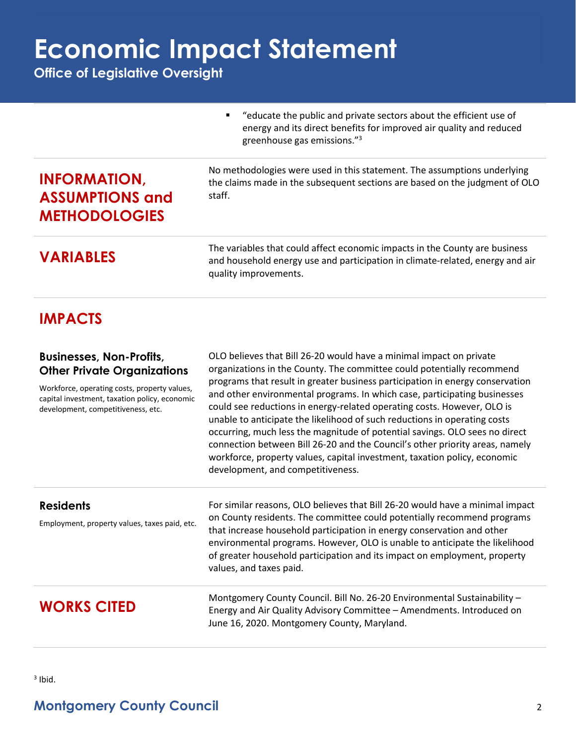- "educate the public and private sectors about the efficient use of energy and its direct benefits for improved air quality and reduced greenhouse gas emissions."[3]

## INFORMATION, ASSUMPTIONS and METHODOLOGIES

No methodologies were used in this statement. The assumptions underlying the claims made in the subsequent sections are based on the judgment of OLO staff.

## VARIABLES

The variables that could affect economic impacts in the County are business and household energy use and participation in climate-related, energy and air quality improvements.

## IMPACTS

### Businesses, Non-Profits, Other Private Organizations

Workforce, operating costs, property values, capital investment, taxation policy, economic development, competitiveness, etc.

OLO believes that Bill 26-20 would have a minimal impact on private organizations in the County. The committee could potentially recommend programs that result in greater business participation in energy conservation and other environmental programs. In which case, participating businesses could see reductions in energy-related operating costs. However, OLO is unable to anticipate the likelihood of such reductions in operating costs occurring, much less the magnitude of potential savings. OLO sees no direct connection between Bill 26-20 and the Council's other priority areas, namely workforce, property values, capital investment, taxation policy, economic development, and competitiveness.

### Residents

Employment, property values, taxes paid, etc.

For similar reasons, OLO believes that Bill 26-20 would have a minimal impact on County residents. The committee could potentially recommend programs that increase household participation in energy conservation and other environmental programs. However, OLO is unable to anticipate the likelihood of greater household participation and its impact on employment, property values, and taxes paid.

## WORKS CITED

Montgomery County Council. Bill No. 26-20 Environmental Sustainability – Energy and Air Quality Advisory Committee – Amendments. Introduced on June 16, 2020. Montgomery County, Maryland.

[3] Ibid.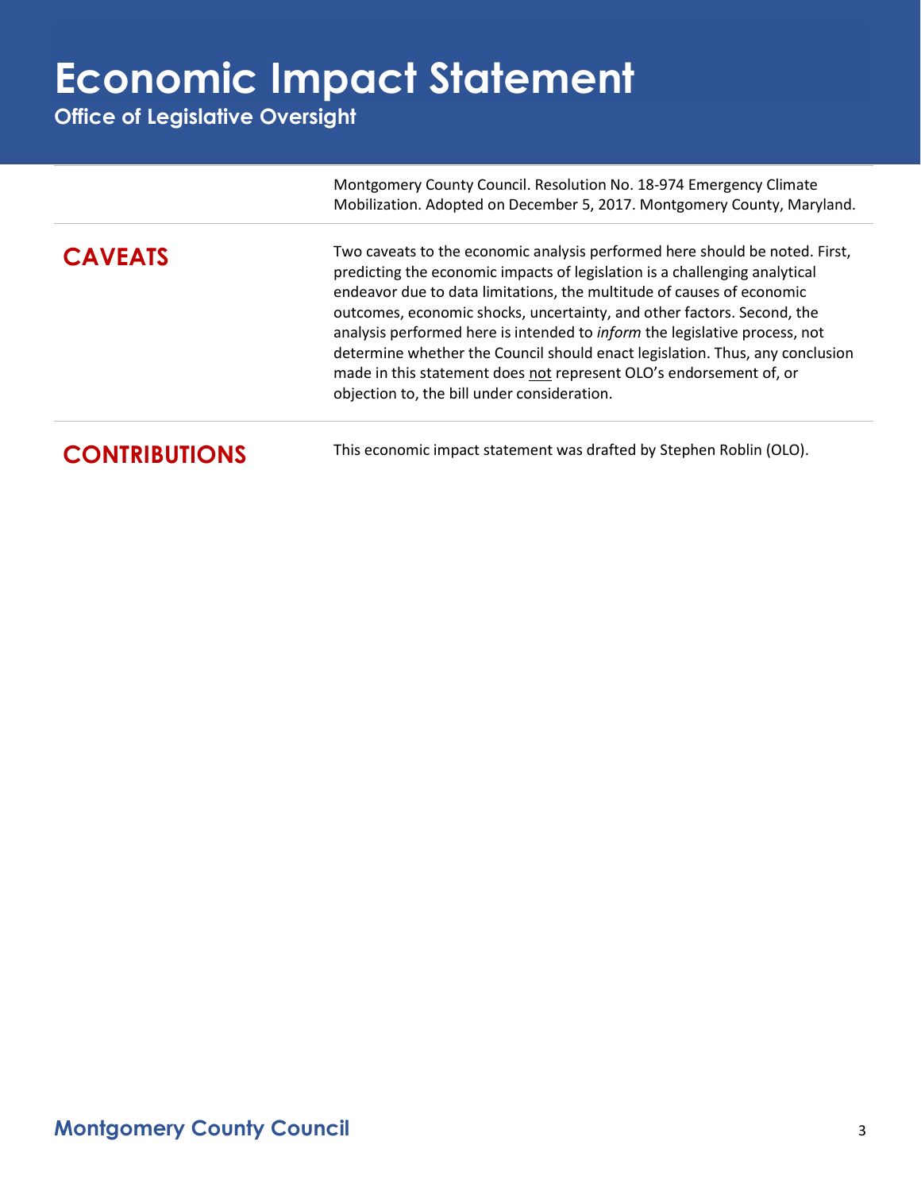Montgomery County Council. Resolution No. 18-974 Emergency Climate Mobilization. Adopted on December 5, 2017. Montgomery County, Maryland.

## CAVEATS

Two caveats to the economic analysis performed here should be noted. First, predicting the economic impacts of legislation is a challenging analytical endeavor due to data limitations, the multitude of causes of economic outcomes, economic shocks, uncertainty, and other factors. Second, the analysis performed here is intended to *inform* the legislative process, not determine whether the Council should enact legislation. Thus, any conclusion made in this statement does not represent OLO's endorsement of, or objection to, the bill under consideration.

## CONTRIBUTIONS

This economic impact statement was drafted by Stephen Roblin (OLO).